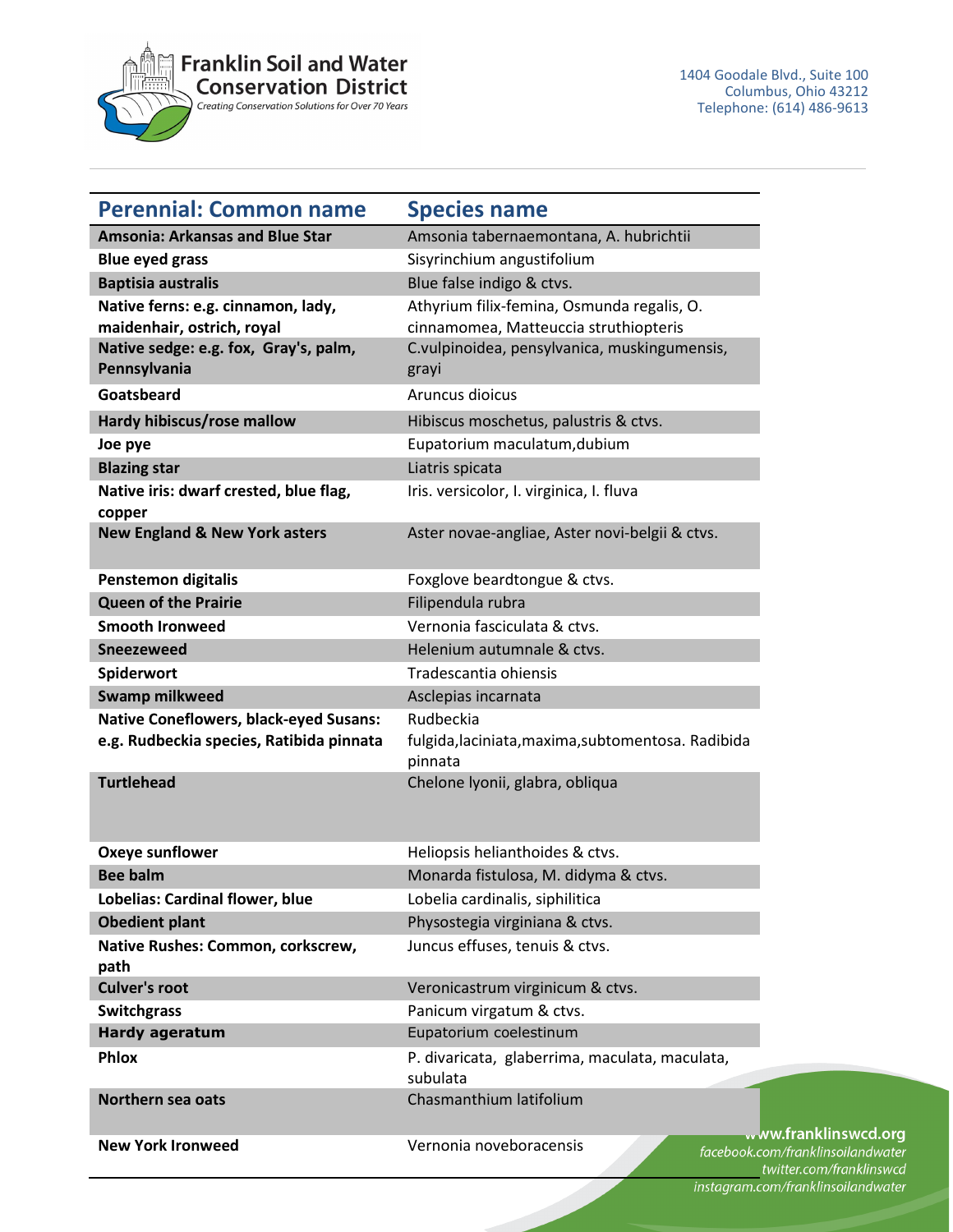Franklin Soil and Water Conservation District

*Creating Conservation Solutions for Over 70 Years*

1404 Goodale Blvd., Suite 100
Columbus, Ohio 43212
Telephone: (614) 486-9613

| Perennial: Common name | Species name |
|---|---|
| **Amsonia: Arkansas and Blue Star** | Amsonia tabernaemontana, A. hubrichtii |
| **Blue eyed grass** | Sisyrinchium angustifolium |
| **Baptisia australis** | Blue false indigo & ctvs. |
| **Native ferns: e.g. cinnamon, lady, maidenhair, ostrich, royal** | Athyrium filix-femina, Osmunda regalis, O. cinnamomea, Matteuccia struthiopteris |
| **Native sedge: e.g. fox, Gray's, palm, Pennsylvania** | C.vulpinoidea, pensylvanica, muskingumensis, grayi |
| **Goatsbeard** | Aruncus dioicus |
| **Hardy hibiscus/rose mallow** | Hibiscus moschetus, palustris & ctvs. |
| **Joe pye** | Eupatorium maculatum,dubium |
| **Blazing star** | Liatris spicata |
| **Native iris: dwarf crested, blue flag, copper** | Iris. versicolor, I. virginica, I. fluva |
| **New England & New York asters** | Aster novae-angliae, Aster novi-belgii & ctvs. |
| **Penstemon digitalis** | Foxglove beardtongue & ctvs. |
| **Queen of the Prairie** | Filipendula rubra |
| **Smooth Ironweed** | Vernonia fasciculata & ctvs. |
| **Sneezeweed** | Helenium autumnale & ctvs. |
| **Spiderwort** | Tradescantia ohiensis |
| **Swamp milkweed** | Asclepias incarnata |
| **Native Coneflowers, black-eyed Susans: e.g. Rudbeckia species, Ratibida pinnata** | Rudbeckia fulgida,laciniata,maxima,subtomentosa. Radibida pinnata |
| **Turtlehead** | Chelone lyonii, glabra, obliqua |
| **Oxeye sunflower** | Heliopsis helianthoides & ctvs. |
| **Bee balm** | Monarda fistulosa, M. didyma & ctvs. |
| **Lobelias: Cardinal flower, blue** | Lobelia cardinalis, siphilitica |
| **Obedient plant** | Physostegia virginiana & ctvs. |
| **Native Rushes: Common, corkscrew, path** | Juncus effuses, tenuis & ctvs. |
| **Culver's root** | Veronicastrum virginicum & ctvs. |
| **Switchgrass** | Panicum virgatum & ctvs. |
| **Hardy ageratum** | Eupatorium coelestinum |
| **Phlox** | P. divaricata, glaberrima, maculata, maculata, subulata |
| **Northern sea oats** | Chasmanthium latifolium |
| **New York Ironweed** | Vernonia noveboracensis |

www.franklinswcd.org
*facebook.com/franklinsoilandwater*
*twitter.com/franklinswcd*
*instagram.com/franklinsoilandwater*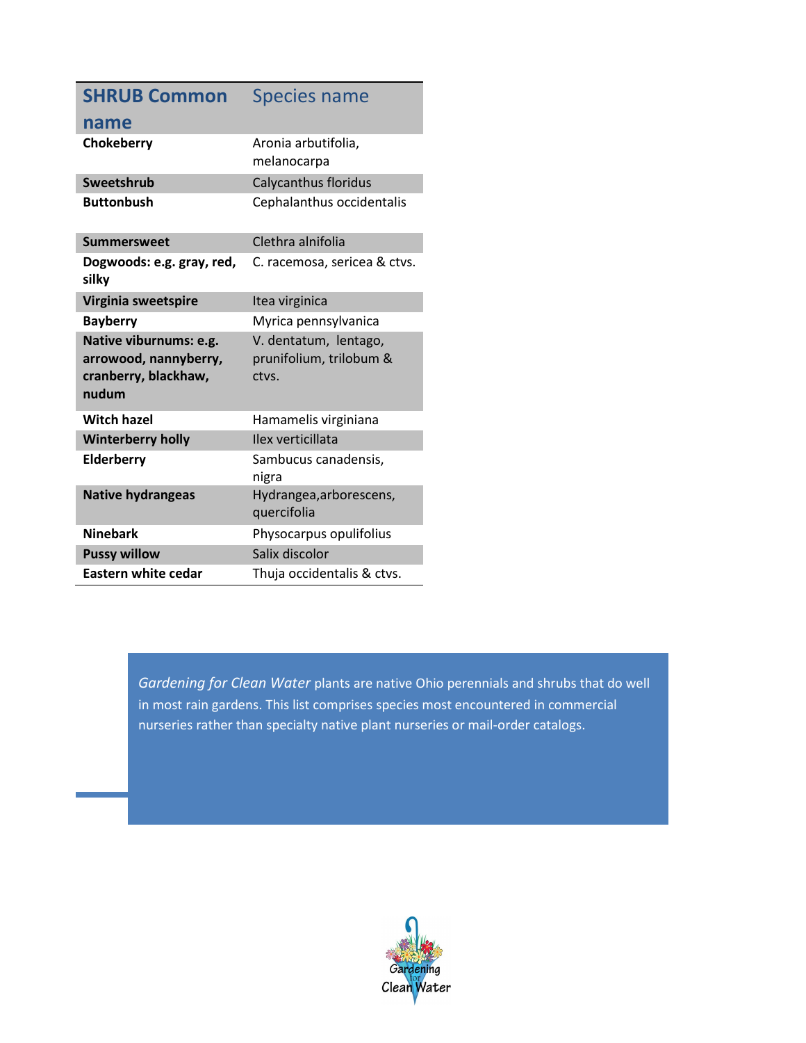| SHRUB Common name | Species name |
|---|---|
| **Chokeberry** | Aronia arbutifolia, melanocarpa |
| **Sweetshrub** | Calycanthus floridus |
| **Buttonbush** | Cephalanthus occidentalis |
| **Summersweet** | Clethra alnifolia |
| **Dogwoods: e.g. gray, red, silky** | C. racemosa, sericea & ctvs. |
| **Virginia sweetspire** | Itea virginica |
| **Bayberry** | Myrica pennsylvanica |
| **Native viburnums: e.g. arrowood, nannyberry, cranberry, blackhaw, nudum** | V. dentatum, lentago, prunifolium, trilobum & ctvs. |
| **Witch hazel** | Hamamelis virginiana |
| **Winterberry holly** | Ilex verticillata |
| **Elderberry** | Sambucus canadensis, nigra |
| **Native hydrangeas** | Hydrangea,arborescens, quercifolia |
| **Ninebark** | Physocarpus opulifolius |
| **Pussy willow** | Salix discolor |
| **Eastern white cedar** | Thuja occidentalis & ctvs. |

*Gardening for Clean Water* plants are native Ohio perennials and shrubs that do well in most rain gardens. This list comprises species most encountered in commercial nurseries rather than specialty native plant nurseries or mail-order catalogs.

Gardening for Clean Water